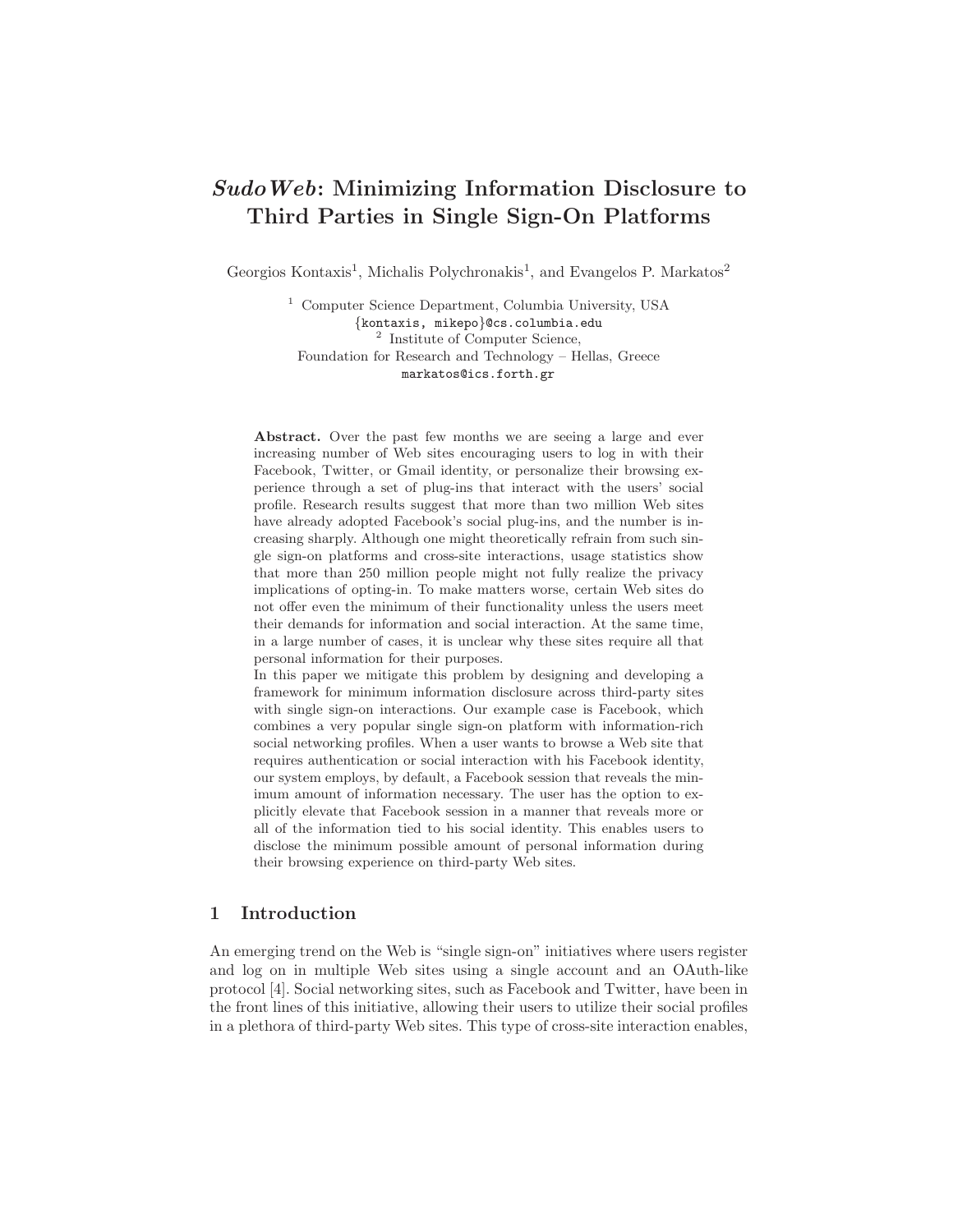# *SudoWeb*: Minimizing Information Disclosure to Third Parties in Single Sign-On Platforms

Georgios Kontaxis[1], Michalis Polychronakis[1], and Evangelos P. Markatos[2]

[1] Computer Science Department, Columbia University, USA
{kontaxis, mikepo}@cs.columbia.edu
[2] Institute of Computer Science,
Foundation for Research and Technology – Hellas, Greece
markatos@ics.forth.gr

**Abstract.** Over the past few months we are seeing a large and ever increasing number of Web sites encouraging users to log in with their Facebook, Twitter, or Gmail identity, or personalize their browsing experience through a set of plug-ins that interact with the users' social profile. Research results suggest that more than two million Web sites have already adopted Facebook's social plug-ins, and the number is increasing sharply. Although one might theoretically refrain from such single sign-on platforms and cross-site interactions, usage statistics show that more than 250 million people might not fully realize the privacy implications of opting-in. To make matters worse, certain Web sites do not offer even the minimum of their functionality unless the users meet their demands for information and social interaction. At the same time, in a large number of cases, it is unclear why these sites require all that personal information for their purposes.
In this paper we mitigate this problem by designing and developing a framework for minimum information disclosure across third-party sites with single sign-on interactions. Our example case is Facebook, which combines a very popular single sign-on platform with information-rich social networking profiles. When a user wants to browse a Web site that requires authentication or social interaction with his Facebook identity, our system employs, by default, a Facebook session that reveals the minimum amount of information necessary. The user has the option to explicitly elevate that Facebook session in a manner that reveals more or all of the information tied to his social identity. This enables users to disclose the minimum possible amount of personal information during their browsing experience on third-party Web sites.

## 1 Introduction

An emerging trend on the Web is "single sign-on" initiatives where users register and log on in multiple Web sites using a single account and an OAuth-like protocol [4]. Social networking sites, such as Facebook and Twitter, have been in the front lines of this initiative, allowing their users to utilize their social profiles in a plethora of third-party Web sites. This type of cross-site interaction enables,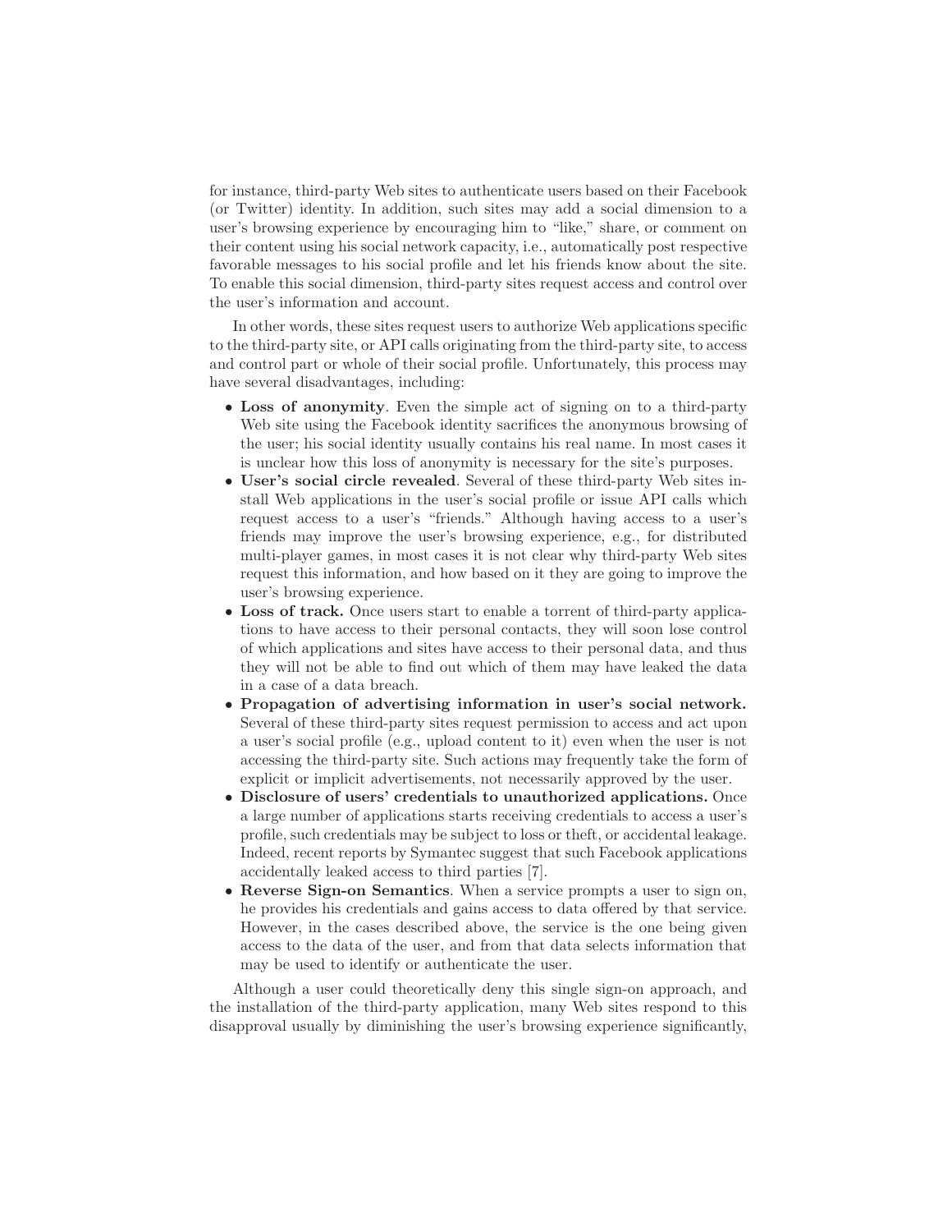for instance, third-party Web sites to authenticate users based on their Facebook (or Twitter) identity. In addition, such sites may add a social dimension to a user's browsing experience by encouraging him to "like," share, or comment on their content using his social network capacity, i.e., automatically post respective favorable messages to his social profile and let his friends know about the site. To enable this social dimension, third-party sites request access and control over the user's information and account.

In other words, these sites request users to authorize Web applications specific to the third-party site, or API calls originating from the third-party site, to access and control part or whole of their social profile. Unfortunately, this process may have several disadvantages, including:

- **Loss of anonymity**. Even the simple act of signing on to a third-party Web site using the Facebook identity sacrifices the anonymous browsing of the user; his social identity usually contains his real name. In most cases it is unclear how this loss of anonymity is necessary for the site's purposes.
- **User's social circle revealed**. Several of these third-party Web sites install Web applications in the user's social profile or issue API calls which request access to a user's "friends." Although having access to a user's friends may improve the user's browsing experience, e.g., for distributed multi-player games, in most cases it is not clear why third-party Web sites request this information, and how based on it they are going to improve the user's browsing experience.
- **Loss of track.** Once users start to enable a torrent of third-party applications to have access to their personal contacts, they will soon lose control of which applications and sites have access to their personal data, and thus they will not be able to find out which of them may have leaked the data in a case of a data breach.
- **Propagation of advertising information in user's social network.** Several of these third-party sites request permission to access and act upon a user's social profile (e.g., upload content to it) even when the user is not accessing the third-party site. Such actions may frequently take the form of explicit or implicit advertisements, not necessarily approved by the user.
- **Disclosure of users' credentials to unauthorized applications.** Once a large number of applications starts receiving credentials to access a user's profile, such credentials may be subject to loss or theft, or accidental leakage. Indeed, recent reports by Symantec suggest that such Facebook applications accidentally leaked access to third parties [7].
- **Reverse Sign-on Semantics**. When a service prompts a user to sign on, he provides his credentials and gains access to data offered by that service. However, in the cases described above, the service is the one being given access to the data of the user, and from that data selects information that may be used to identify or authenticate the user.

Although a user could theoretically deny this single sign-on approach, and the installation of the third-party application, many Web sites respond to this disapproval usually by diminishing the user's browsing experience significantly,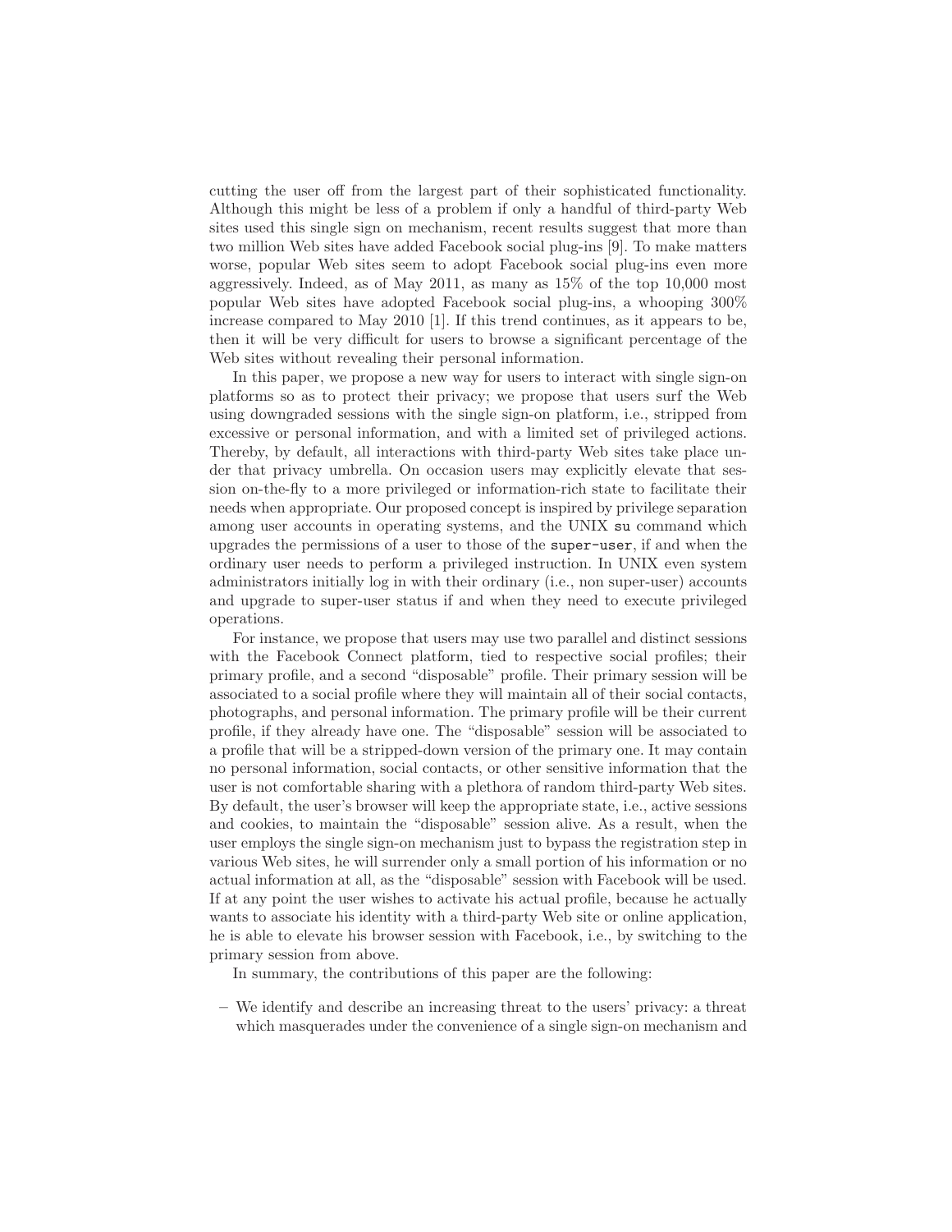cutting the user off from the largest part of their sophisticated functionality. Although this might be less of a problem if only a handful of third-party Web sites used this single sign on mechanism, recent results suggest that more than two million Web sites have added Facebook social plug-ins [9]. To make matters worse, popular Web sites seem to adopt Facebook social plug-ins even more aggressively. Indeed, as of May 2011, as many as 15% of the top 10,000 most popular Web sites have adopted Facebook social plug-ins, a whooping 300% increase compared to May 2010 [1]. If this trend continues, as it appears to be, then it will be very difficult for users to browse a significant percentage of the Web sites without revealing their personal information.

In this paper, we propose a new way for users to interact with single sign-on platforms so as to protect their privacy; we propose that users surf the Web using downgraded sessions with the single sign-on platform, i.e., stripped from excessive or personal information, and with a limited set of privileged actions. Thereby, by default, all interactions with third-party Web sites take place under that privacy umbrella. On occasion users may explicitly elevate that session on-the-fly to a more privileged or information-rich state to facilitate their needs when appropriate. Our proposed concept is inspired by privilege separation among user accounts in operating systems, and the UNIX `su` command which upgrades the permissions of a user to those of the `super-user`, if and when the ordinary user needs to perform a privileged instruction. In UNIX even system administrators initially log in with their ordinary (i.e., non super-user) accounts and upgrade to super-user status if and when they need to execute privileged operations.

For instance, we propose that users may use two parallel and distinct sessions with the Facebook Connect platform, tied to respective social profiles; their primary profile, and a second "disposable" profile. Their primary session will be associated to a social profile where they will maintain all of their social contacts, photographs, and personal information. The primary profile will be their current profile, if they already have one. The "disposable" session will be associated to a profile that will be a stripped-down version of the primary one. It may contain no personal information, social contacts, or other sensitive information that the user is not comfortable sharing with a plethora of random third-party Web sites. By default, the user's browser will keep the appropriate state, i.e., active sessions and cookies, to maintain the "disposable" session alive. As a result, when the user employs the single sign-on mechanism just to bypass the registration step in various Web sites, he will surrender only a small portion of his information or no actual information at all, as the "disposable" session with Facebook will be used. If at any point the user wishes to activate his actual profile, because he actually wants to associate his identity with a third-party Web site or online application, he is able to elevate his browser session with Facebook, i.e., by switching to the primary session from above.

In summary, the contributions of this paper are the following:

- We identify and describe an increasing threat to the users' privacy: a threat which masquerades under the convenience of a single sign-on mechanism and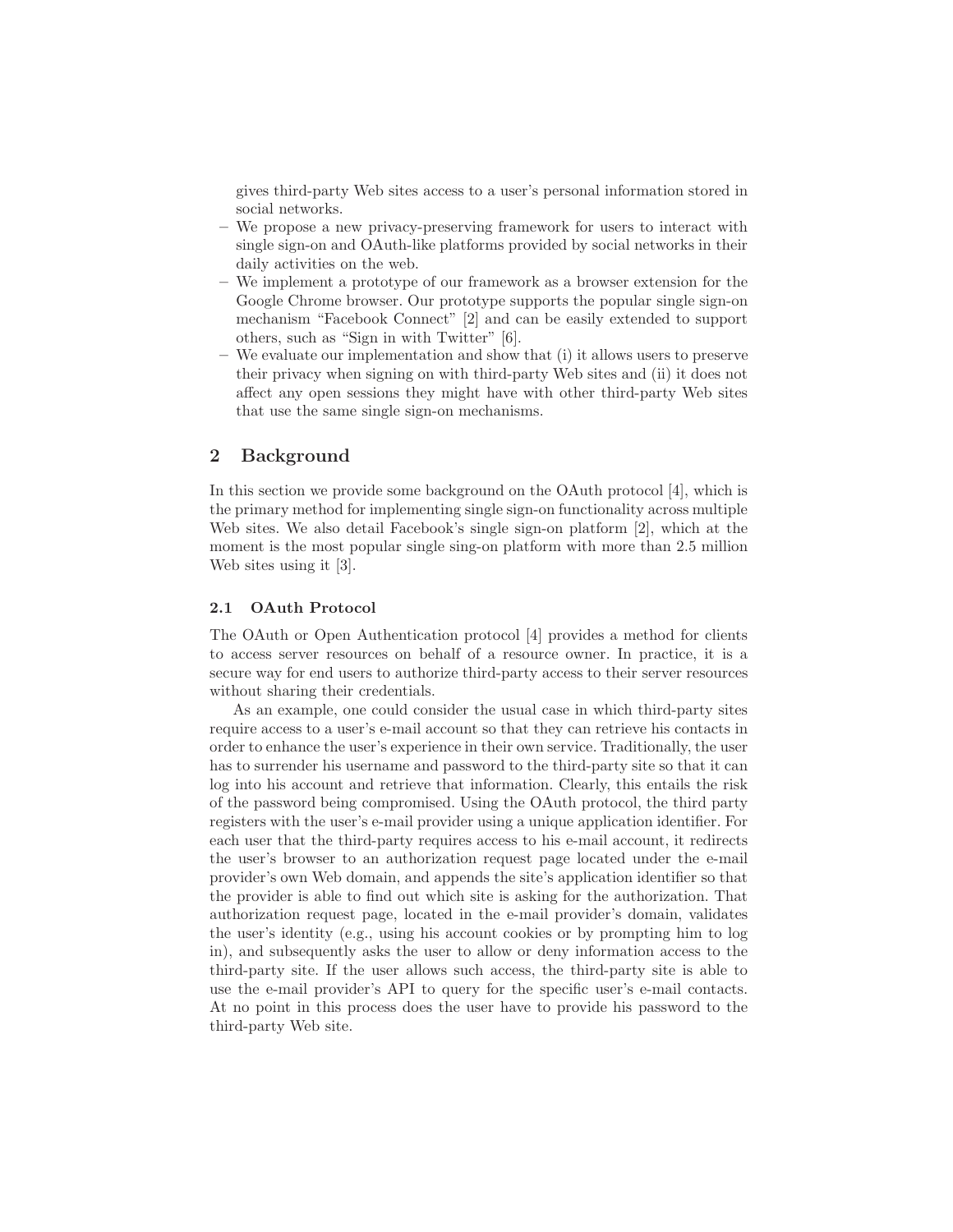gives third-party Web sites access to a user's personal information stored in social networks.

- We propose a new privacy-preserving framework for users to interact with single sign-on and OAuth-like platforms provided by social networks in their daily activities on the web.
- We implement a prototype of our framework as a browser extension for the Google Chrome browser. Our prototype supports the popular single sign-on mechanism "Facebook Connect" [2] and can be easily extended to support others, such as "Sign in with Twitter" [6].
- We evaluate our implementation and show that (i) it allows users to preserve their privacy when signing on with third-party Web sites and (ii) it does not affect any open sessions they might have with other third-party Web sites that use the same single sign-on mechanisms.

## 2 Background

In this section we provide some background on the OAuth protocol [4], which is the primary method for implementing single sign-on functionality across multiple Web sites. We also detail Facebook's single sign-on platform [2], which at the moment is the most popular single sing-on platform with more than 2.5 million Web sites using it [3].

### 2.1 OAuth Protocol

The OAuth or Open Authentication protocol [4] provides a method for clients to access server resources on behalf of a resource owner. In practice, it is a secure way for end users to authorize third-party access to their server resources without sharing their credentials.

As an example, one could consider the usual case in which third-party sites require access to a user's e-mail account so that they can retrieve his contacts in order to enhance the user's experience in their own service. Traditionally, the user has to surrender his username and password to the third-party site so that it can log into his account and retrieve that information. Clearly, this entails the risk of the password being compromised. Using the OAuth protocol, the third party registers with the user's e-mail provider using a unique application identifier. For each user that the third-party requires access to his e-mail account, it redirects the user's browser to an authorization request page located under the e-mail provider's own Web domain, and appends the site's application identifier so that the provider is able to find out which site is asking for the authorization. That authorization request page, located in the e-mail provider's domain, validates the user's identity (e.g., using his account cookies or by prompting him to log in), and subsequently asks the user to allow or deny information access to the third-party site. If the user allows such access, the third-party site is able to use the e-mail provider's API to query for the specific user's e-mail contacts. At no point in this process does the user have to provide his password to the third-party Web site.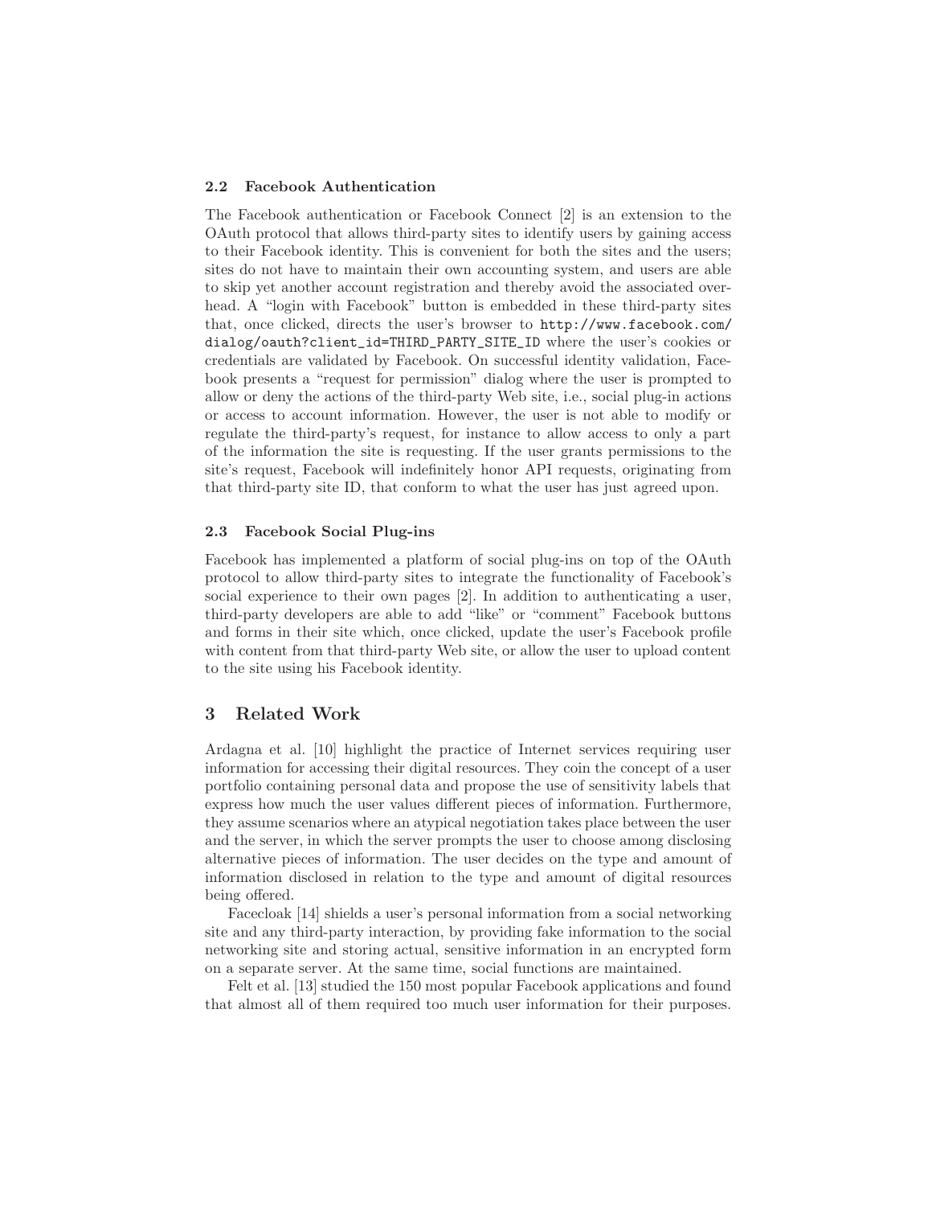### 2.2 Facebook Authentication

The Facebook authentication or Facebook Connect [2] is an extension to the OAuth protocol that allows third-party sites to identify users by gaining access to their Facebook identity. This is convenient for both the sites and the users; sites do not have to maintain their own accounting system, and users are able to skip yet another account registration and thereby avoid the associated overhead. A "login with Facebook" button is embedded in these third-party sites that, once clicked, directs the user's browser to `http://www.facebook.com/dialog/oauth?client_id=THIRD_PARTY_SITE_ID` where the user's cookies or credentials are validated by Facebook. On successful identity validation, Facebook presents a "request for permission" dialog where the user is prompted to allow or deny the actions of the third-party Web site, i.e., social plug-in actions or access to account information. However, the user is not able to modify or regulate the third-party's request, for instance to allow access to only a part of the information the site is requesting. If the user grants permissions to the site's request, Facebook will indefinitely honor API requests, originating from that third-party site ID, that conform to what the user has just agreed upon.

### 2.3 Facebook Social Plug-ins

Facebook has implemented a platform of social plug-ins on top of the OAuth protocol to allow third-party sites to integrate the functionality of Facebook's social experience to their own pages [2]. In addition to authenticating a user, third-party developers are able to add "like" or "comment" Facebook buttons and forms in their site which, once clicked, update the user's Facebook profile with content from that third-party Web site, or allow the user to upload content to the site using his Facebook identity.

## 3 Related Work

Ardagna et al. [10] highlight the practice of Internet services requiring user information for accessing their digital resources. They coin the concept of a user portfolio containing personal data and propose the use of sensitivity labels that express how much the user values different pieces of information. Furthermore, they assume scenarios where an atypical negotiation takes place between the user and the server, in which the server prompts the user to choose among disclosing alternative pieces of information. The user decides on the type and amount of information disclosed in relation to the type and amount of digital resources being offered.

Facecloak [14] shields a user's personal information from a social networking site and any third-party interaction, by providing fake information to the social networking site and storing actual, sensitive information in an encrypted form on a separate server. At the same time, social functions are maintained.

Felt et al. [13] studied the 150 most popular Facebook applications and found that almost all of them required too much user information for their purposes.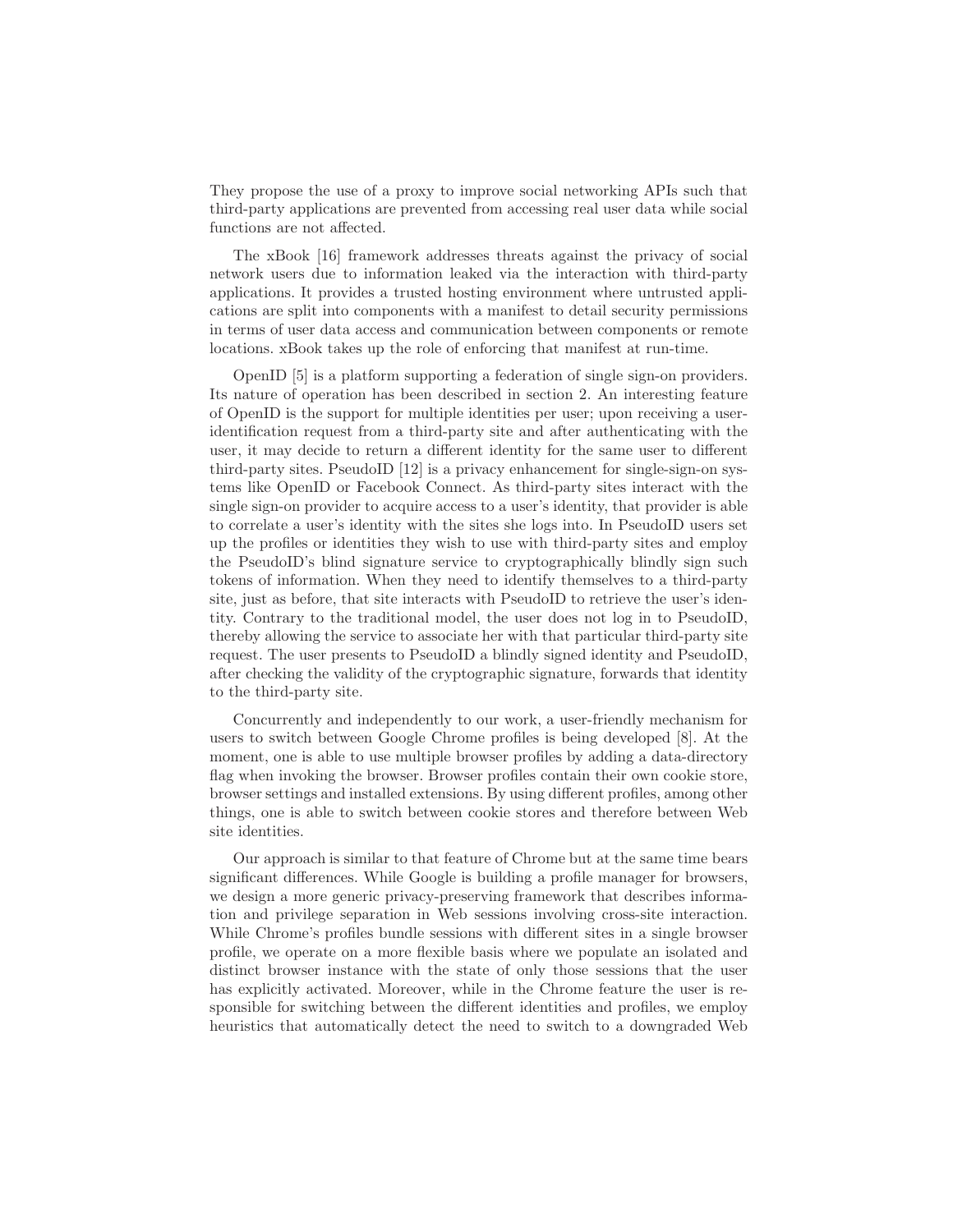They propose the use of a proxy to improve social networking APIs such that third-party applications are prevented from accessing real user data while social functions are not affected.

The xBook [16] framework addresses threats against the privacy of social network users due to information leaked via the interaction with third-party applications. It provides a trusted hosting environment where untrusted applications are split into components with a manifest to detail security permissions in terms of user data access and communication between components or remote locations. xBook takes up the role of enforcing that manifest at run-time.

OpenID [5] is a platform supporting a federation of single sign-on providers. Its nature of operation has been described in section 2. An interesting feature of OpenID is the support for multiple identities per user; upon receiving a user-identification request from a third-party site and after authenticating with the user, it may decide to return a different identity for the same user to different third-party sites. PseudoID [12] is a privacy enhancement for single-sign-on systems like OpenID or Facebook Connect. As third-party sites interact with the single sign-on provider to acquire access to a user's identity, that provider is able to correlate a user's identity with the sites she logs into. In PseudoID users set up the profiles or identities they wish to use with third-party sites and employ the PseudoID's blind signature service to cryptographically blindly sign such tokens of information. When they need to identify themselves to a third-party site, just as before, that site interacts with PseudoID to retrieve the user's identity. Contrary to the traditional model, the user does not log in to PseudoID, thereby allowing the service to associate her with that particular third-party site request. The user presents to PseudoID a blindly signed identity and PseudoID, after checking the validity of the cryptographic signature, forwards that identity to the third-party site.

Concurrently and independently to our work, a user-friendly mechanism for users to switch between Google Chrome profiles is being developed [8]. At the moment, one is able to use multiple browser profiles by adding a data-directory flag when invoking the browser. Browser profiles contain their own cookie store, browser settings and installed extensions. By using different profiles, among other things, one is able to switch between cookie stores and therefore between Web site identities.

Our approach is similar to that feature of Chrome but at the same time bears significant differences. While Google is building a profile manager for browsers, we design a more generic privacy-preserving framework that describes information and privilege separation in Web sessions involving cross-site interaction. While Chrome's profiles bundle sessions with different sites in a single browser profile, we operate on a more flexible basis where we populate an isolated and distinct browser instance with the state of only those sessions that the user has explicitly activated. Moreover, while in the Chrome feature the user is responsible for switching between the different identities and profiles, we employ heuristics that automatically detect the need to switch to a downgraded Web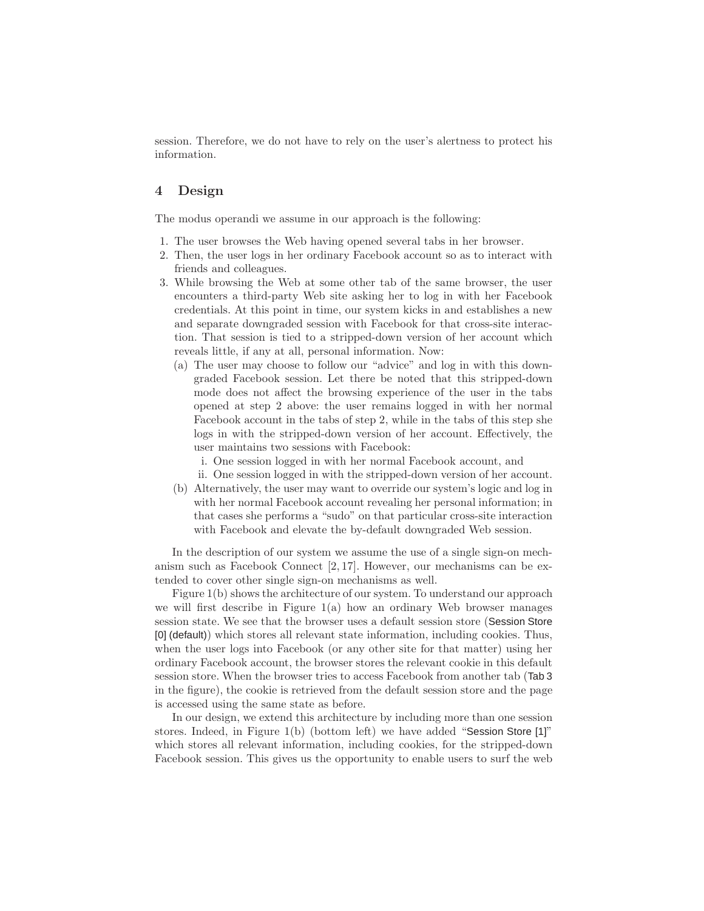session. Therefore, we do not have to rely on the user's alertness to protect his information.

## 4 Design

The modus operandi we assume in our approach is the following:

1. The user browses the Web having opened several tabs in her browser.
2. Then, the user logs in her ordinary Facebook account so as to interact with friends and colleagues.
3. While browsing the Web at some other tab of the same browser, the user encounters a third-party Web site asking her to log in with her Facebook credentials. At this point in time, our system kicks in and establishes a new and separate downgraded session with Facebook for that cross-site interaction. That session is tied to a stripped-down version of her account which reveals little, if any at all, personal information. Now:
   (a) The user may choose to follow our "advice" and log in with this downgraded Facebook session. Let there be noted that this stripped-down mode does not affect the browsing experience of the user in the tabs opened at step 2 above: the user remains logged in with her normal Facebook account in the tabs of step 2, while in the tabs of this step she logs in with the stripped-down version of her account. Effectively, the user maintains two sessions with Facebook:
      i. One session logged in with her normal Facebook account, and
      ii. One session logged in with the stripped-down version of her account.
   (b) Alternatively, the user may want to override our system's logic and log in with her normal Facebook account revealing her personal information; in that cases she performs a "sudo" on that particular cross-site interaction with Facebook and elevate the by-default downgraded Web session.

In the description of our system we assume the use of a single sign-on mechanism such as Facebook Connect [2, 17]. However, our mechanisms can be extended to cover other single sign-on mechanisms as well.

Figure 1(b) shows the architecture of our system. To understand our approach we will first describe in Figure 1(a) how an ordinary Web browser manages session state. We see that the browser uses a default session store (Session Store [0] (default)) which stores all relevant state information, including cookies. Thus, when the user logs into Facebook (or any other site for that matter) using her ordinary Facebook account, the browser stores the relevant cookie in this default session store. When the browser tries to access Facebook from another tab (Tab 3 in the figure), the cookie is retrieved from the default session store and the page is accessed using the same state as before.

In our design, we extend this architecture by including more than one session stores. Indeed, in Figure 1(b) (bottom left) we have added "Session Store [1]" which stores all relevant information, including cookies, for the stripped-down Facebook session. This gives us the opportunity to enable users to surf the web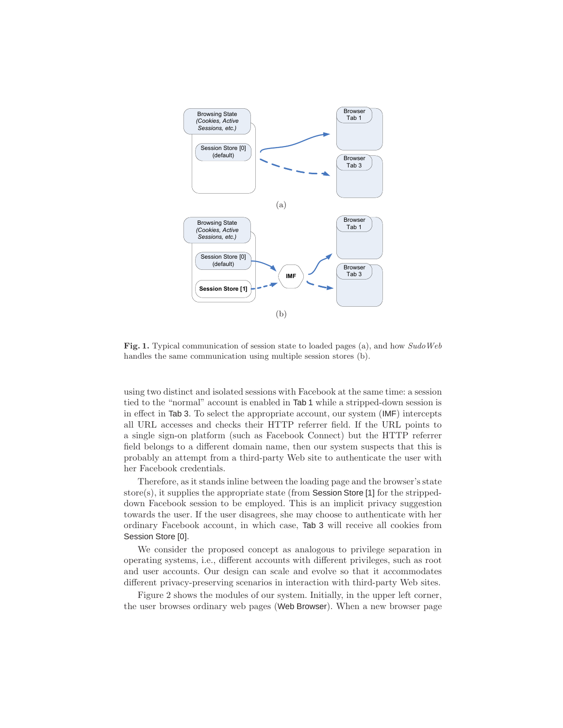**Fig. 1.** Typical communication of session state to loaded pages (a), and how *SudoWeb* handles the same communication using multiple session stores (b).

using two distinct and isolated sessions with Facebook at the same time: a session tied to the "normal" account is enabled in Tab 1 while a stripped-down session is in effect in Tab 3. To select the appropriate account, our system (IMF) intercepts all URL accesses and checks their HTTP referrer field. If the URL points to a single sign-on platform (such as Facebook Connect) but the HTTP referrer field belongs to a different domain name, then our system suspects that this is probably an attempt from a third-party Web site to authenticate the user with her Facebook credentials.

Therefore, as it stands inline between the loading page and the browser's state store(s), it supplies the appropriate state (from Session Store [1] for the stripped-down Facebook session to be employed. This is an implicit privacy suggestion towards the user. If the user disagrees, she may choose to authenticate with her ordinary Facebook account, in which case, Tab 3 will receive all cookies from Session Store [0].

We consider the proposed concept as analogous to privilege separation in operating systems, i.e., different accounts with different privileges, such as root and user accounts. Our design can scale and evolve so that it accommodates different privacy-preserving scenarios in interaction with third-party Web sites.

Figure 2 shows the modules of our system. Initially, in the upper left corner, the user browses ordinary web pages (Web Browser). When a new browser page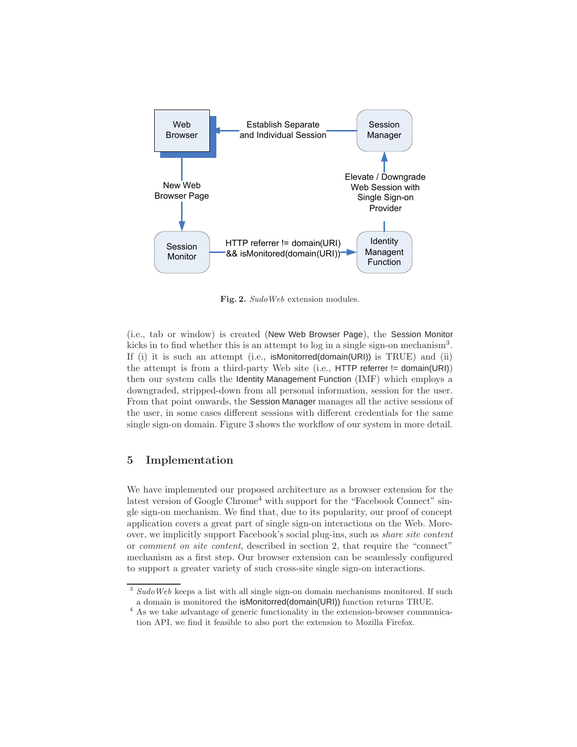Fig. 2. *SudoWeb* extension modules.

(i.e., tab or window) is created (New Web Browser Page), the Session Monitor kicks in to find whether this is an attempt to log in a single sign-on mechanism[3]. If (i) it is such an attempt (i.e., isMonitorred(domain(URI)) is TRUE) and (ii) the attempt is from a third-party Web site (i.e., HTTP referrer != domain(URI)) then our system calls the Identity Management Function (IMF) which employs a downgraded, stripped-down from all personal information, session for the user. From that point onwards, the Session Manager manages all the active sessions of the user, in some cases different sessions with different credentials for the same single sign-on domain. Figure 3 shows the workflow of our system in more detail.

## 5 Implementation

We have implemented our proposed architecture as a browser extension for the latest version of Google Chrome[4] with support for the "Facebook Connect" single sign-on mechanism. We find that, due to its popularity, our proof of concept application covers a great part of single sign-on interactions on the Web. Moreover, we implicitly support Facebook's social plug-ins, such as *share site content* or *comment on site content*, described in section 2, that require the "connect" mechanism as a first step. Our browser extension can be seamlessly configured to support a greater variety of such cross-site single sign-on interactions.

---

[3] *SudoWeb* keeps a list with all single sign-on domain mechanisms monitored. If such a domain is monitored the isMonitorred(domain(URI)) function returns TRUE.

[4] As we take advantage of generic functionality in the extension-browser communication API, we find it feasible to also port the extension to Mozilla Firefox.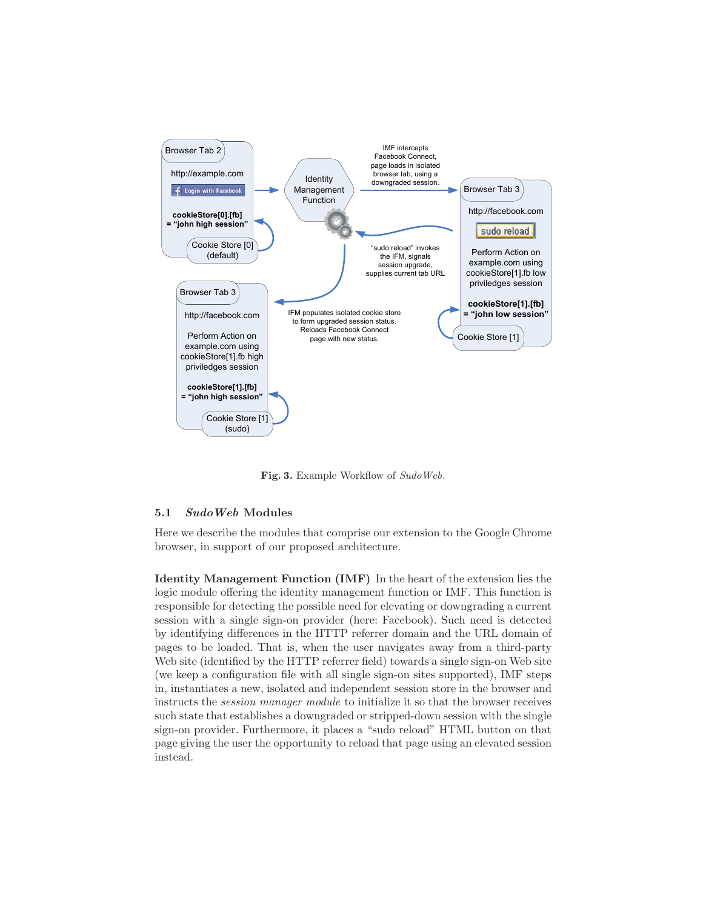Fig. 3. Example Workflow of *SudoWeb*.

### 5.1 *SudoWeb* Modules

Here we describe the modules that comprise our extension to the Google Chrome browser, in support of our proposed architecture.

**Identity Management Function (IMF)** In the heart of the extension lies the logic module offering the identity management function or IMF. This function is responsible for detecting the possible need for elevating or downgrading a current session with a single sign-on provider (here: Facebook). Such need is detected by identifying differences in the HTTP referrer domain and the URL domain of pages to be loaded. That is, when the user navigates away from a third-party Web site (identified by the HTTP referrer field) towards a single sign-on Web site (we keep a configuration file with all single sign-on sites supported), IMF steps in, instantiates a new, isolated and independent session store in the browser and instructs the *session manager module* to initialize it so that the browser receives such state that establishes a downgraded or stripped-down session with the single sign-on provider. Furthermore, it places a "sudo reload" HTML button on that page giving the user the opportunity to reload that page using an elevated session instead.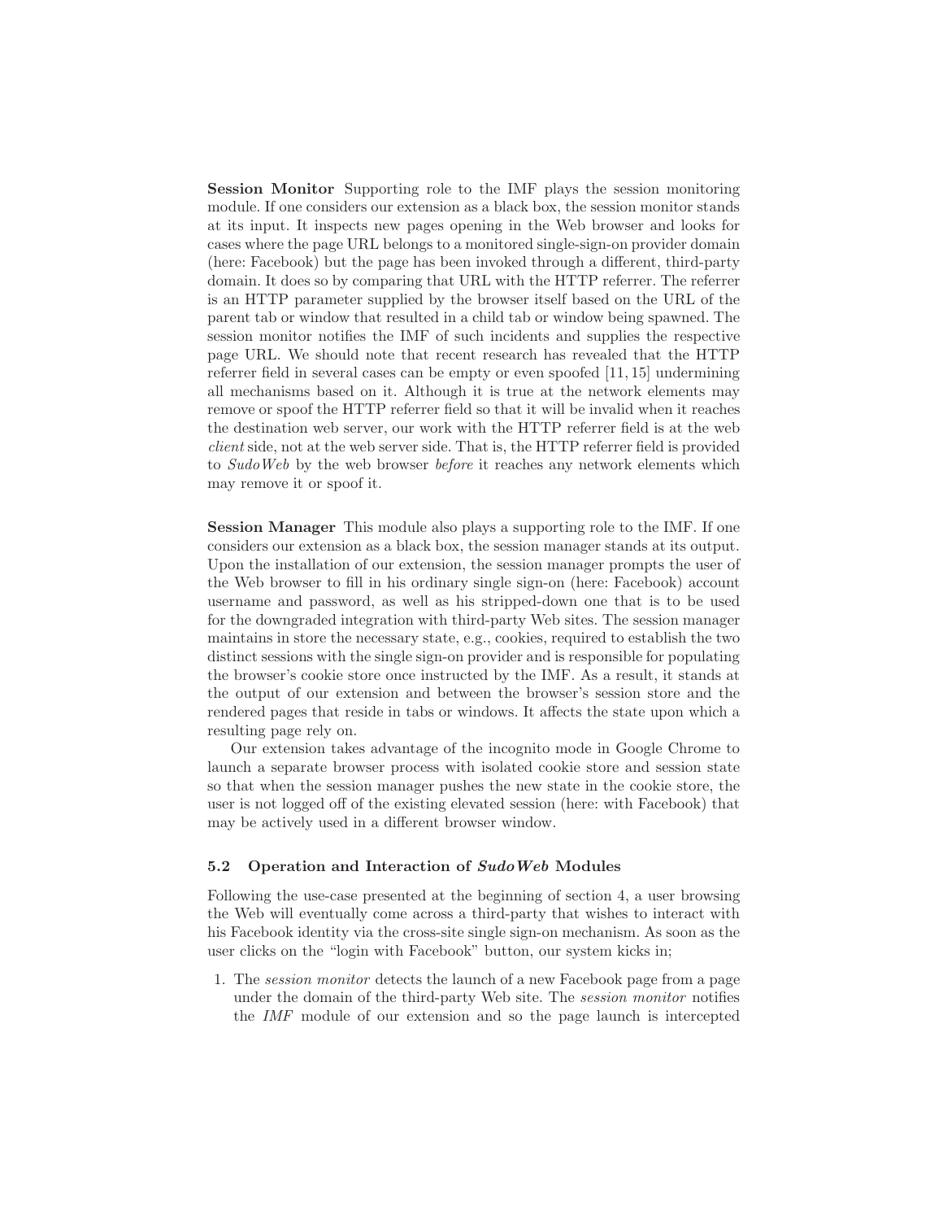**Session Monitor** Supporting role to the IMF plays the session monitoring module. If one considers our extension as a black box, the session monitor stands at its input. It inspects new pages opening in the Web browser and looks for cases where the page URL belongs to a monitored single-sign-on provider domain (here: Facebook) but the page has been invoked through a different, third-party domain. It does so by comparing that URL with the HTTP referrer. The referrer is an HTTP parameter supplied by the browser itself based on the URL of the parent tab or window that resulted in a child tab or window being spawned. The session monitor notifies the IMF of such incidents and supplies the respective page URL. We should note that recent research has revealed that the HTTP referrer field in several cases can be empty or even spoofed [11, 15] undermining all mechanisms based on it. Although it is true at the network elements may remove or spoof the HTTP referrer field so that it will be invalid when it reaches the destination web server, our work with the HTTP referrer field is at the web *client* side, not at the web server side. That is, the HTTP referrer field is provided to *SudoWeb* by the web browser *before* it reaches any network elements which may remove it or spoof it.

**Session Manager** This module also plays a supporting role to the IMF. If one considers our extension as a black box, the session manager stands at its output. Upon the installation of our extension, the session manager prompts the user of the Web browser to fill in his ordinary single sign-on (here: Facebook) account username and password, as well as his stripped-down one that is to be used for the downgraded integration with third-party Web sites. The session manager maintains in store the necessary state, e.g., cookies, required to establish the two distinct sessions with the single sign-on provider and is responsible for populating the browser's cookie store once instructed by the IMF. As a result, it stands at the output of our extension and between the browser's session store and the rendered pages that reside in tabs or windows. It affects the state upon which a resulting page rely on.

Our extension takes advantage of the incognito mode in Google Chrome to launch a separate browser process with isolated cookie store and session state so that when the session manager pushes the new state in the cookie store, the user is not logged off of the existing elevated session (here: with Facebook) that may be actively used in a different browser window.

### 5.2 Operation and Interaction of *SudoWeb* Modules

Following the use-case presented at the beginning of section 4, a user browsing the Web will eventually come across a third-party that wishes to interact with his Facebook identity via the cross-site single sign-on mechanism. As soon as the user clicks on the "login with Facebook" button, our system kicks in;

1. The *session monitor* detects the launch of a new Facebook page from a page under the domain of the third-party Web site. The *session monitor* notifies the *IMF* module of our extension and so the page launch is intercepted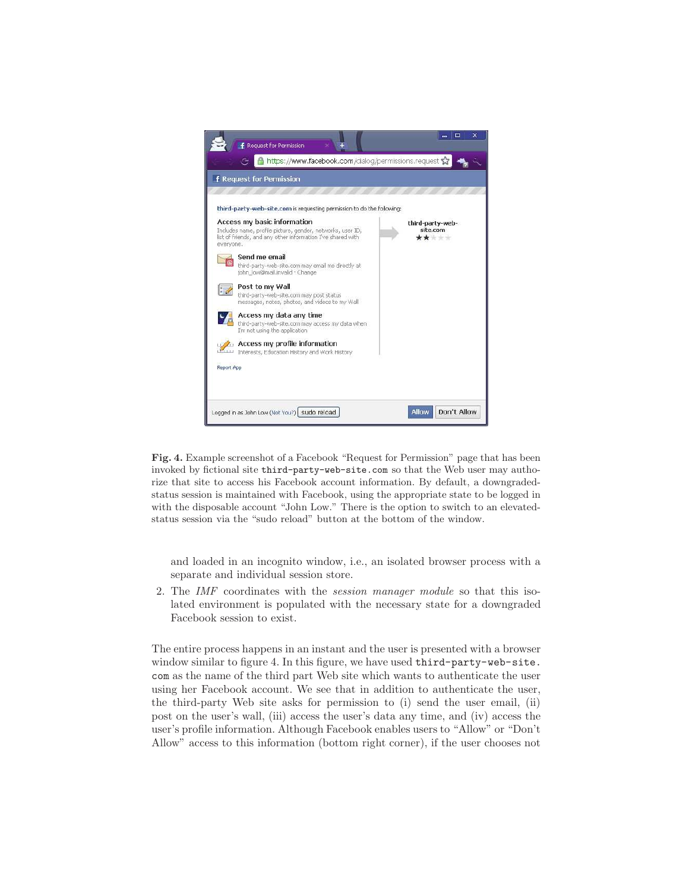**Fig. 4.** Example screenshot of a Facebook "Request for Permission" page that has been invoked by fictional site `third-party-web-site.com` so that the Web user may authorize that site to access his Facebook account information. By default, a downgraded-status session is maintained with Facebook, using the appropriate state to be logged in with the disposable account "John Low." There is the option to switch to an elevated-status session via the "sudo reload" button at the bottom of the window.

and loaded in an incognito window, i.e., an isolated browser process with a separate and individual session store.

2. The *IMF* coordinates with the *session manager module* so that this isolated environment is populated with the necessary state for a downgraded Facebook session to exist.

The entire process happens in an instant and the user is presented with a browser window similar to figure 4. In this figure, we have used `third-party-web-site.com` as the name of the third part Web site which wants to authenticate the user using her Facebook account. We see that in addition to authenticate the user, the third-party Web site asks for permission to (i) send the user email, (ii) post on the user's wall, (iii) access the user's data any time, and (iv) access the user's profile information. Although Facebook enables users to "Allow" or "Don't Allow" access to this information (bottom right corner), if the user chooses not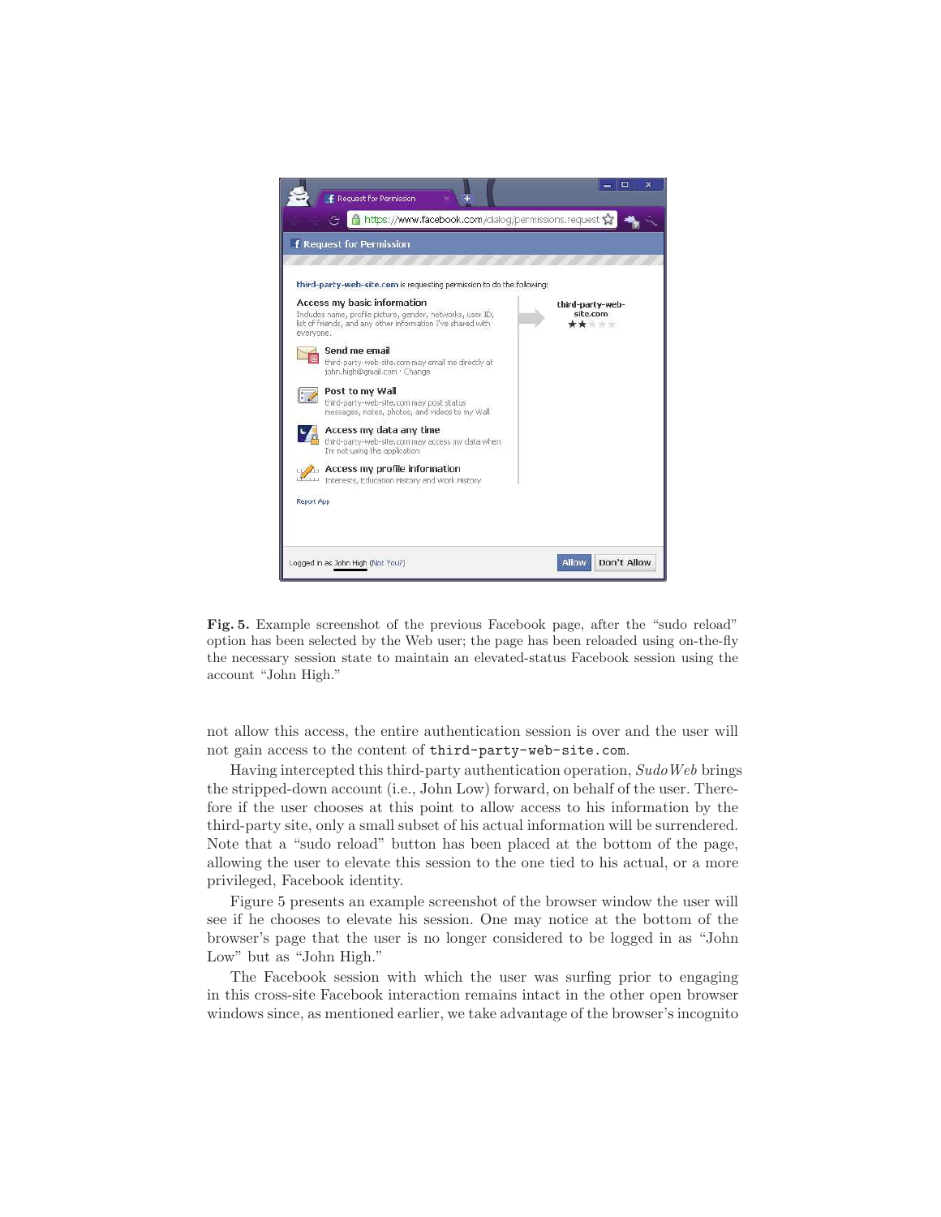**Fig. 5.** Example screenshot of the previous Facebook page, after the "sudo reload" option has been selected by the Web user; the page has been reloaded using on-the-fly the necessary session state to maintain an elevated-status Facebook session using the account "John High."

not allow this access, the entire authentication session is over and the user will not gain access to the content of `third-party-web-site.com`.

Having intercepted this third-party authentication operation, *SudoWeb* brings the stripped-down account (i.e., John Low) forward, on behalf of the user. Therefore if the user chooses at this point to allow access to his information by the third-party site, only a small subset of his actual information will be surrendered. Note that a "sudo reload" button has been placed at the bottom of the page, allowing the user to elevate this session to the one tied to his actual, or a more privileged, Facebook identity.

Figure 5 presents an example screenshot of the browser window the user will see if he chooses to elevate his session. One may notice at the bottom of the browser's page that the user is no longer considered to be logged in as "John Low" but as "John High."

The Facebook session with which the user was surfing prior to engaging in this cross-site Facebook interaction remains intact in the other open browser windows since, as mentioned earlier, we take advantage of the browser's incognito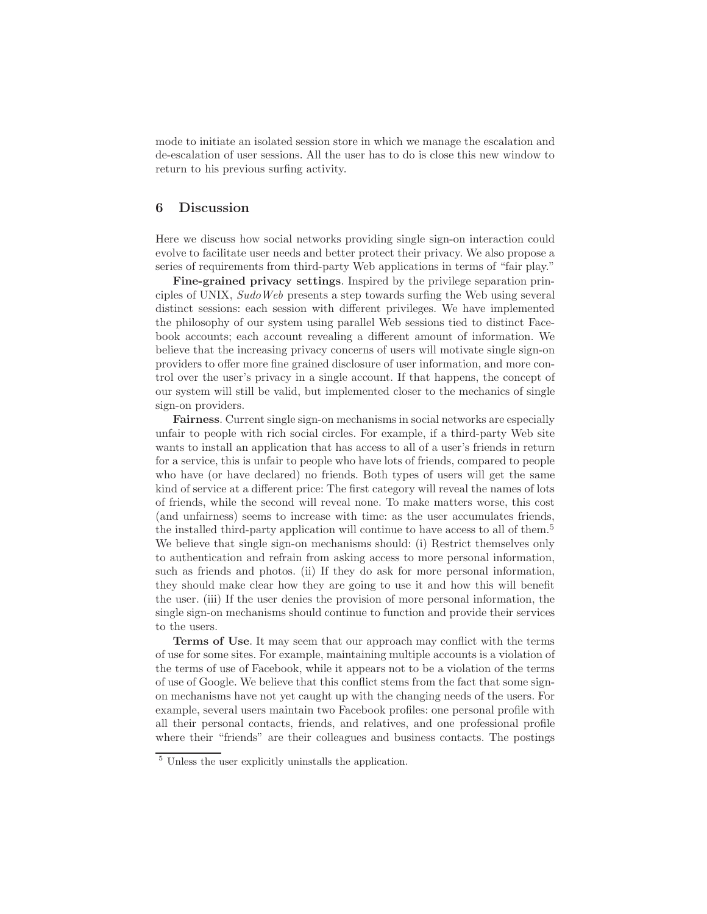mode to initiate an isolated session store in which we manage the escalation and de-escalation of user sessions. All the user has to do is close this new window to return to his previous surfing activity.

## 6 Discussion

Here we discuss how social networks providing single sign-on interaction could evolve to facilitate user needs and better protect their privacy. We also propose a series of requirements from third-party Web applications in terms of "fair play."

**Fine-grained privacy settings**. Inspired by the privilege separation principles of UNIX, *SudoWeb* presents a step towards surfing the Web using several distinct sessions: each session with different privileges. We have implemented the philosophy of our system using parallel Web sessions tied to distinct Facebook accounts; each account revealing a different amount of information. We believe that the increasing privacy concerns of users will motivate single sign-on providers to offer more fine grained disclosure of user information, and more control over the user's privacy in a single account. If that happens, the concept of our system will still be valid, but implemented closer to the mechanics of single sign-on providers.

**Fairness**. Current single sign-on mechanisms in social networks are especially unfair to people with rich social circles. For example, if a third-party Web site wants to install an application that has access to all of a user's friends in return for a service, this is unfair to people who have lots of friends, compared to people who have (or have declared) no friends. Both types of users will get the same kind of service at a different price: The first category will reveal the names of lots of friends, while the second will reveal none. To make matters worse, this cost (and unfairness) seems to increase with time: as the user accumulates friends, the installed third-party application will continue to have access to all of them.[5] We believe that single sign-on mechanisms should: (i) Restrict themselves only to authentication and refrain from asking access to more personal information, such as friends and photos. (ii) If they do ask for more personal information, they should make clear how they are going to use it and how this will benefit the user. (iii) If the user denies the provision of more personal information, the single sign-on mechanisms should continue to function and provide their services to the users.

**Terms of Use**. It may seem that our approach may conflict with the terms of use for some sites. For example, maintaining multiple accounts is a violation of the terms of use of Facebook, while it appears not to be a violation of the terms of use of Google. We believe that this conflict stems from the fact that some sign-on mechanisms have not yet caught up with the changing needs of the users. For example, several users maintain two Facebook profiles: one personal profile with all their personal contacts, friends, and relatives, and one professional profile where their "friends" are their colleagues and business contacts. The postings

[5] Unless the user explicitly uninstalls the application.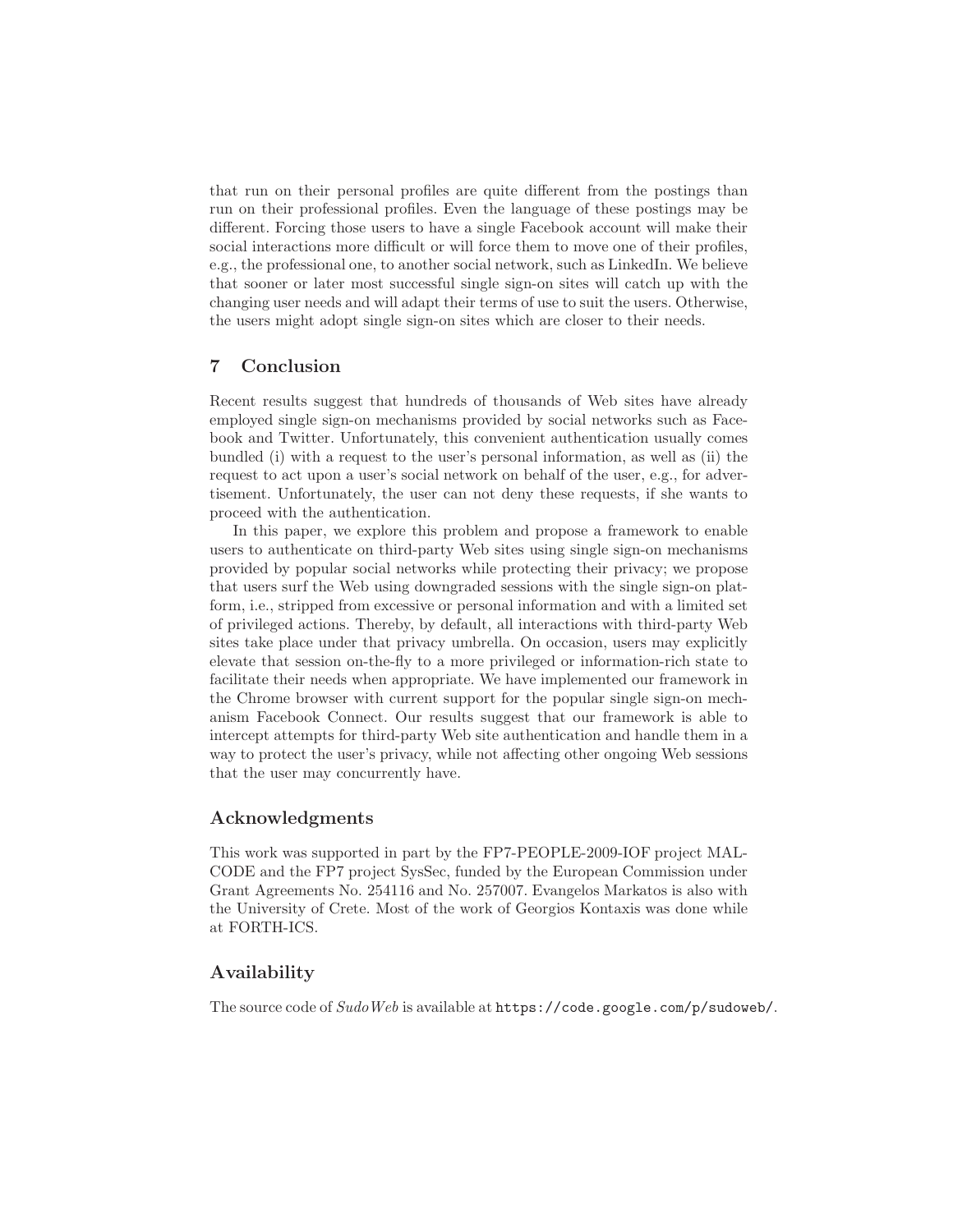that run on their personal profiles are quite different from the postings than run on their professional profiles. Even the language of these postings may be different. Forcing those users to have a single Facebook account will make their social interactions more difficult or will force them to move one of their profiles, e.g., the professional one, to another social network, such as LinkedIn. We believe that sooner or later most successful single sign-on sites will catch up with the changing user needs and will adapt their terms of use to suit the users. Otherwise, the users might adopt single sign-on sites which are closer to their needs.

## 7 Conclusion

Recent results suggest that hundreds of thousands of Web sites have already employed single sign-on mechanisms provided by social networks such as Facebook and Twitter. Unfortunately, this convenient authentication usually comes bundled (i) with a request to the user's personal information, as well as (ii) the request to act upon a user's social network on behalf of the user, e.g., for advertisement. Unfortunately, the user can not deny these requests, if she wants to proceed with the authentication.

In this paper, we explore this problem and propose a framework to enable users to authenticate on third-party Web sites using single sign-on mechanisms provided by popular social networks while protecting their privacy; we propose that users surf the Web using downgraded sessions with the single sign-on platform, i.e., stripped from excessive or personal information and with a limited set of privileged actions. Thereby, by default, all interactions with third-party Web sites take place under that privacy umbrella. On occasion, users may explicitly elevate that session on-the-fly to a more privileged or information-rich state to facilitate their needs when appropriate. We have implemented our framework in the Chrome browser with current support for the popular single sign-on mechanism Facebook Connect. Our results suggest that our framework is able to intercept attempts for third-party Web site authentication and handle them in a way to protect the user's privacy, while not affecting other ongoing Web sessions that the user may concurrently have.

### Acknowledgments

This work was supported in part by the FP7-PEOPLE-2009-IOF project MALCODE and the FP7 project SysSec, funded by the European Commission under Grant Agreements No. 254116 and No. 257007. Evangelos Markatos is also with the University of Crete. Most of the work of Georgios Kontaxis was done while at FORTH-ICS.

### Availability

The source code of *SudoWeb* is available at `https://code.google.com/p/sudoweb/`.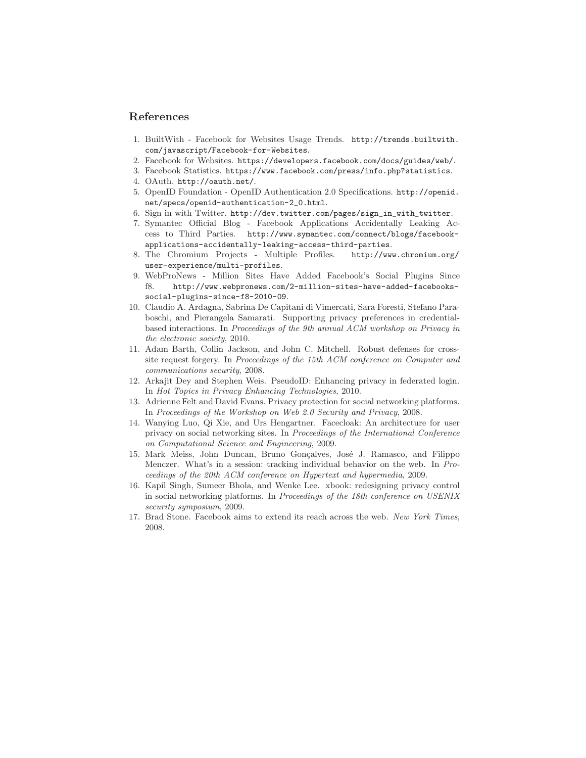## References

1. BuiltWith - Facebook for Websites Usage Trends. http://trends.builtwith.com/javascript/Facebook-for-Websites.
2. Facebook for Websites. https://developers.facebook.com/docs/guides/web/.
3. Facebook Statistics. https://www.facebook.com/press/info.php?statistics.
4. OAuth. http://oauth.net/.
5. OpenID Foundation - OpenID Authentication 2.0 Specifications. http://openid.net/specs/openid-authentication-2_0.html.
6. Sign in with Twitter. http://dev.twitter.com/pages/sign_in_with_twitter.
7. Symantec Official Blog - Facebook Applications Accidentally Leaking Access to Third Parties. http://www.symantec.com/connect/blogs/facebook-applications-accidentally-leaking-access-third-parties.
8. The Chromium Projects - Multiple Profiles. http://www.chromium.org/user-experience/multi-profiles.
9. WebProNews - Million Sites Have Added Facebook's Social Plugins Since f8. http://www.webpronews.com/2-million-sites-have-added-facebooks-social-plugins-since-f8-2010-09.
10. Claudio A. Ardagna, Sabrina De Capitani di Vimercati, Sara Foresti, Stefano Paraboschi, and Pierangela Samarati. Supporting privacy preferences in credential-based interactions. In *Proceedings of the 9th annual ACM workshop on Privacy in the electronic society*, 2010.
11. Adam Barth, Collin Jackson, and John C. Mitchell. Robust defenses for cross-site request forgery. In *Proceedings of the 15th ACM conference on Computer and communications security*, 2008.
12. Arkajit Dey and Stephen Weis. PseudoID: Enhancing privacy in federated login. In *Hot Topics in Privacy Enhancing Technologies*, 2010.
13. Adrienne Felt and David Evans. Privacy protection for social networking platforms. In *Proceedings of the Workshop on Web 2.0 Security and Privacy*, 2008.
14. Wanying Luo, Qi Xie, and Urs Hengartner. Facecloak: An architecture for user privacy on social networking sites. In *Proceedings of the International Conference on Computational Science and Engineering*, 2009.
15. Mark Meiss, John Duncan, Bruno Gonçalves, José J. Ramasco, and Filippo Menczer. What's in a session: tracking individual behavior on the web. In *Proceedings of the 20th ACM conference on Hypertext and hypermedia*, 2009.
16. Kapil Singh, Sumeer Bhola, and Wenke Lee. xbook: redesigning privacy control in social networking platforms. In *Proceedings of the 18th conference on USENIX security symposium*, 2009.
17. Brad Stone. Facebook aims to extend its reach across the web. *New York Times*, 2008.